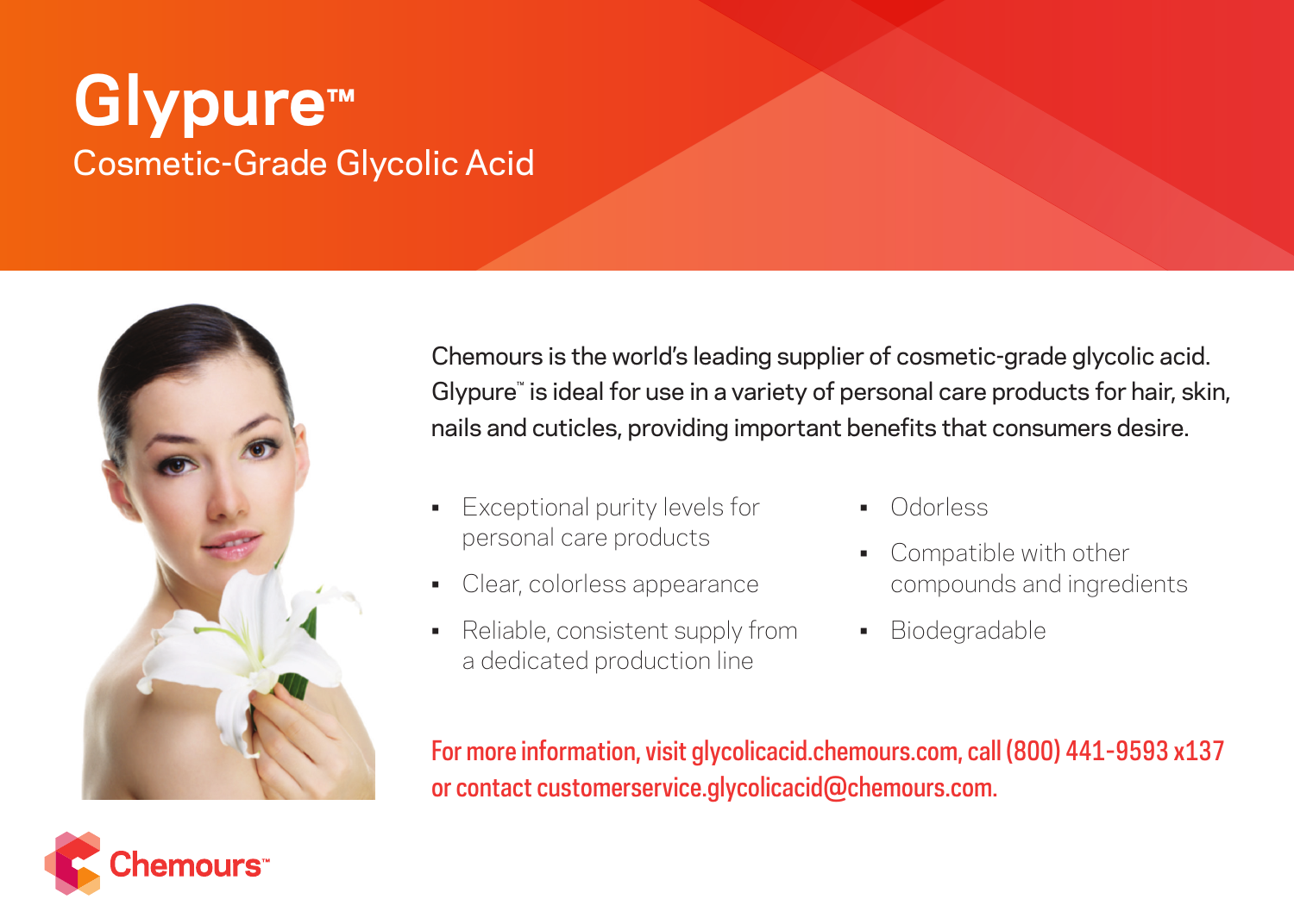# Glypure™

## Cosmetic-Grade Glycolic Acid

Chemours is the world's leading supplier of cosmetic-grade glycolic acid. Glypure™ is ideal for use in a variety of personal care products for hair, skin, nails and cuticles, providing important benefits that consumers desire.

- Exceptional purity levels for personal care products
- Clear, colorless appearance
- Reliable, consistent supply from a dedicated production line
- Odorless
- Compatible with other compounds and ingredients
- Biodegradable

For more information, visit glycolicacid.chemours.com, call (800) 441-9593 x137 or contact customerservice.glycolicacid@chemours.com.

Chemours™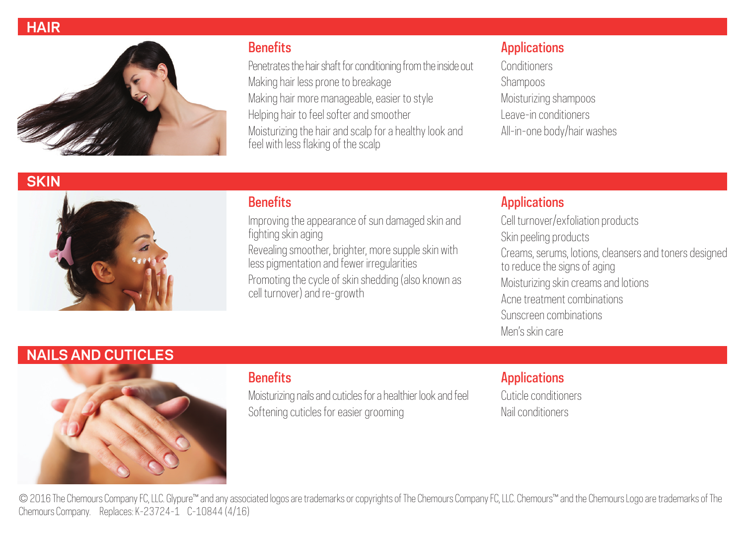## HAIR

### Benefits

Penetrates the hair shaft for conditioning from the inside out
Making hair less prone to breakage
Making hair more manageable, easier to style
Helping hair to feel softer and smoother
Moisturizing the hair and scalp for a healthy look and feel with less flaking of the scalp

### Applications

Conditioners
Shampoos
Moisturizing shampoos
Leave-in conditioners
All-in-one body/hair washes

## SKIN

### Benefits

Improving the appearance of sun damaged skin and fighting skin aging
Revealing smoother, brighter, more supple skin with less pigmentation and fewer irregularities
Promoting the cycle of skin shedding (also known as cell turnover) and re-growth

### Applications

Cell turnover/exfoliation products
Skin peeling products
Creams, serums, lotions, cleansers and toners designed to reduce the signs of aging
Moisturizing skin creams and lotions
Acne treatment combinations
Sunscreen combinations
Men's skin care

## NAILS AND CUTICLES

### Benefits

Moisturizing nails and cuticles for a healthier look and feel
Softening cuticles for easier grooming

### Applications

Cuticle conditioners
Nail conditioners

© 2016 The Chemours Company FC, LLC. Glypure™ and any associated logos are trademarks or copyrights of The Chemours Company FC, LLC. Chemours™ and the Chemours Logo are trademarks of The Chemours Company. Replaces: K-23724-1 C-10844 (4/16)